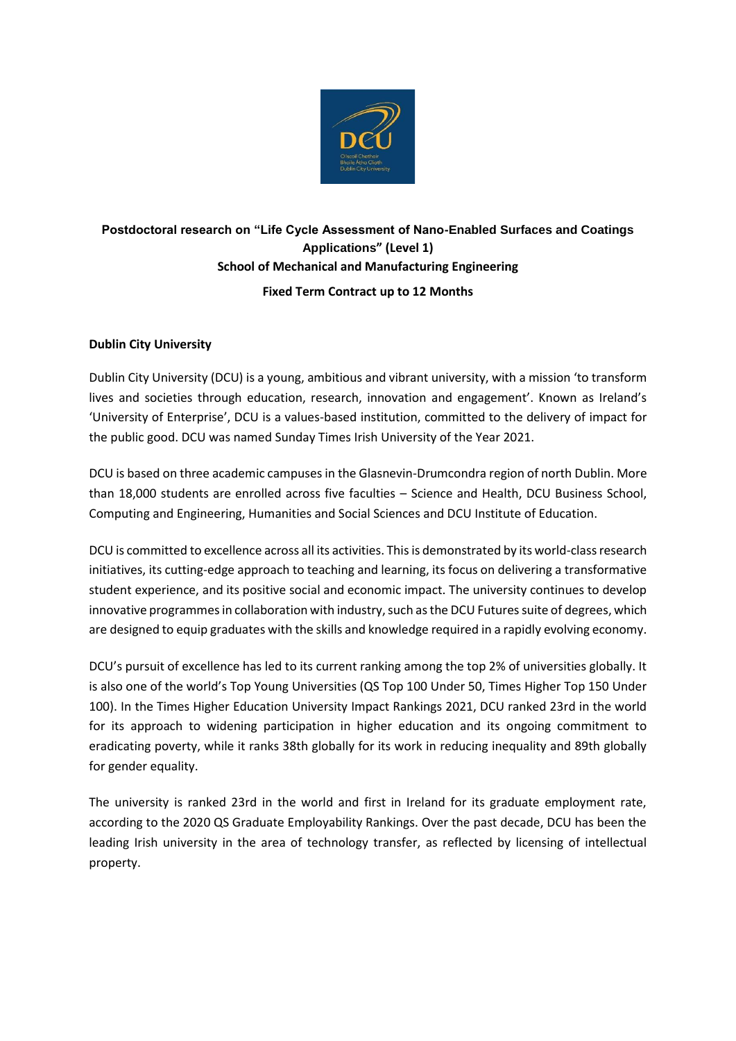**Postdoctoral research on "Life Cycle Assessment of Nano-Enabled Surfaces and Coatings Applications" (Level 1)**

**School of Mechanical and Manufacturing Engineering**

**Fixed Term Contract up to 12 Months**

**Dublin City University**

Dublin City University (DCU) is a young, ambitious and vibrant university, with a mission 'to transform lives and societies through education, research, innovation and engagement'. Known as Ireland's 'University of Enterprise', DCU is a values-based institution, committed to the delivery of impact for the public good. DCU was named Sunday Times Irish University of the Year 2021.

DCU is based on three academic campuses in the Glasnevin-Drumcondra region of north Dublin. More than 18,000 students are enrolled across five faculties – Science and Health, DCU Business School, Computing and Engineering, Humanities and Social Sciences and DCU Institute of Education.

DCU is committed to excellence across all its activities. This is demonstrated by its world-class research initiatives, its cutting-edge approach to teaching and learning, its focus on delivering a transformative student experience, and its positive social and economic impact. The university continues to develop innovative programmes in collaboration with industry, such as the DCU Futures suite of degrees, which are designed to equip graduates with the skills and knowledge required in a rapidly evolving economy.

DCU's pursuit of excellence has led to its current ranking among the top 2% of universities globally. It is also one of the world's Top Young Universities (QS Top 100 Under 50, Times Higher Top 150 Under 100). In the Times Higher Education University Impact Rankings 2021, DCU ranked 23rd in the world for its approach to widening participation in higher education and its ongoing commitment to eradicating poverty, while it ranks 38th globally for its work in reducing inequality and 89th globally for gender equality.

The university is ranked 23rd in the world and first in Ireland for its graduate employment rate, according to the 2020 QS Graduate Employability Rankings. Over the past decade, DCU has been the leading Irish university in the area of technology transfer, as reflected by licensing of intellectual property.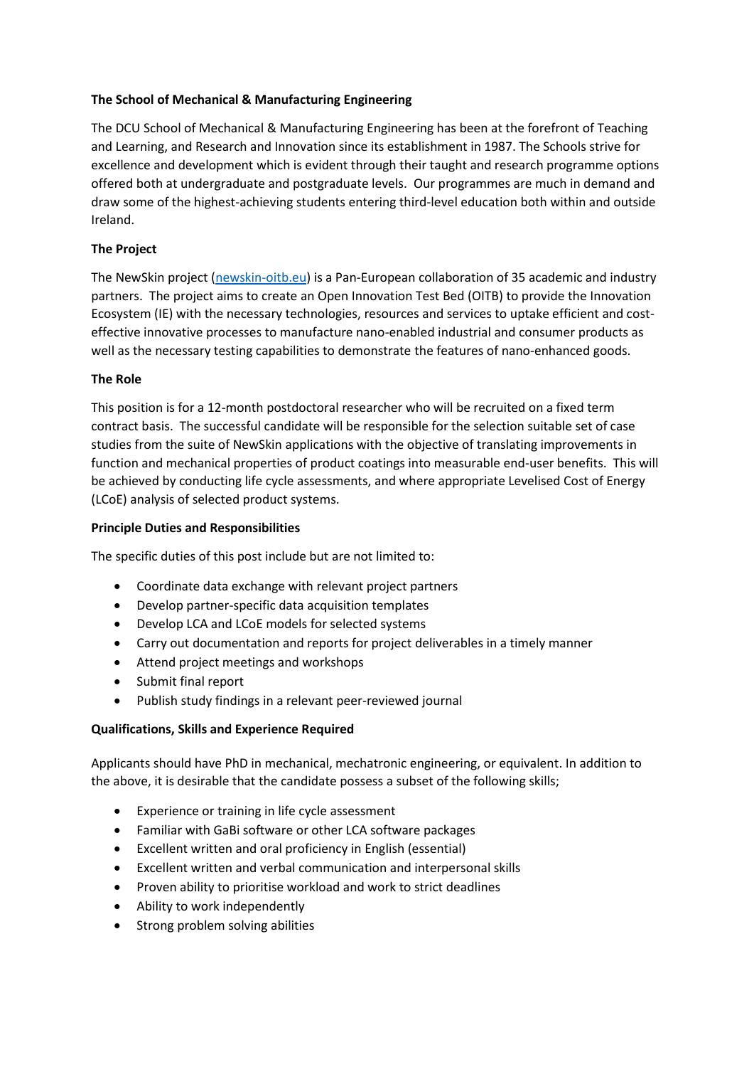**The School of Mechanical & Manufacturing Engineering**

The DCU School of Mechanical & Manufacturing Engineering has been at the forefront of Teaching and Learning, and Research and Innovation since its establishment in 1987. The Schools strive for excellence and development which is evident through their taught and research programme options offered both at undergraduate and postgraduate levels. Our programmes are much in demand and draw some of the highest-achieving students entering third-level education both within and outside Ireland.

**The Project**

The NewSkin project ([newskin-oitb.eu](newskin-oitb.eu)) is a Pan-European collaboration of 35 academic and industry partners. The project aims to create an Open Innovation Test Bed (OITB) to provide the Innovation Ecosystem (IE) with the necessary technologies, resources and services to uptake efficient and cost-effective innovative processes to manufacture nano-enabled industrial and consumer products as well as the necessary testing capabilities to demonstrate the features of nano-enhanced goods.

**The Role**

This position is for a 12-month postdoctoral researcher who will be recruited on a fixed term contract basis. The successful candidate will be responsible for the selection suitable set of case studies from the suite of NewSkin applications with the objective of translating improvements in function and mechanical properties of product coatings into measurable end-user benefits. This will be achieved by conducting life cycle assessments, and where appropriate Levelised Cost of Energy (LCoE) analysis of selected product systems.

**Principle Duties and Responsibilities**

The specific duties of this post include but are not limited to:

- Coordinate data exchange with relevant project partners
- Develop partner-specific data acquisition templates
- Develop LCA and LCoE models for selected systems
- Carry out documentation and reports for project deliverables in a timely manner
- Attend project meetings and workshops
- Submit final report
- Publish study findings in a relevant peer-reviewed journal

**Qualifications, Skills and Experience Required**

Applicants should have PhD in mechanical, mechatronic engineering, or equivalent. In addition to the above, it is desirable that the candidate possess a subset of the following skills;

- Experience or training in life cycle assessment
- Familiar with GaBi software or other LCA software packages
- Excellent written and oral proficiency in English (essential)
- Excellent written and verbal communication and interpersonal skills
- Proven ability to prioritise workload and work to strict deadlines
- Ability to work independently
- Strong problem solving abilities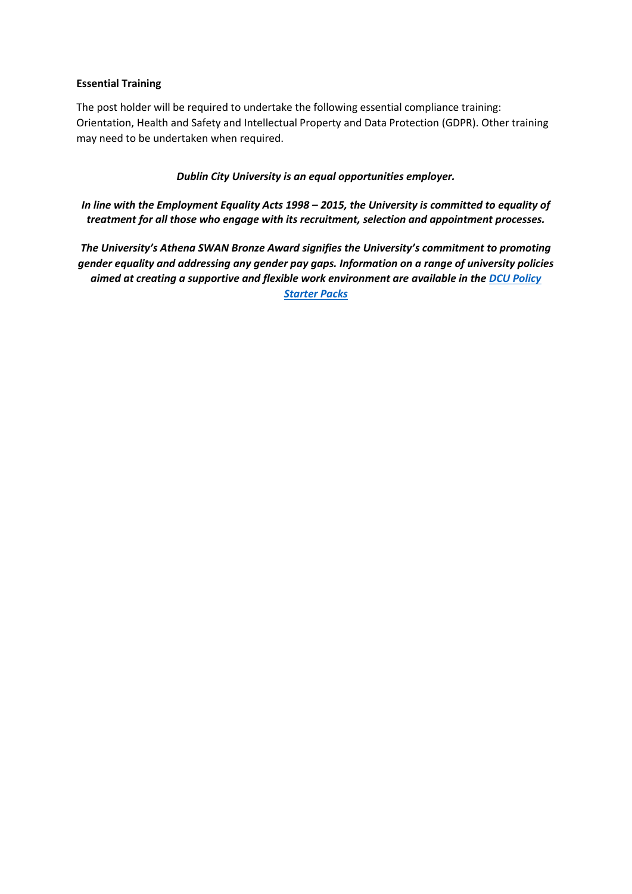**Essential Training**

The post holder will be required to undertake the following essential compliance training: Orientation, Health and Safety and Intellectual Property and Data Protection (GDPR). Other training may need to be undertaken when required.

***Dublin City University is an equal opportunities employer.***

***In line with the Employment Equality Acts 1998 – 2015, the University is committed to equality of treatment for all those who engage with its recruitment, selection and appointment processes.***

***The University's Athena SWAN Bronze Award signifies the University's commitment to promoting gender equality and addressing any gender pay gaps. Information on a range of university policies aimed at creating a supportive and flexible work environment are available in the DCU Policy Starter Packs***